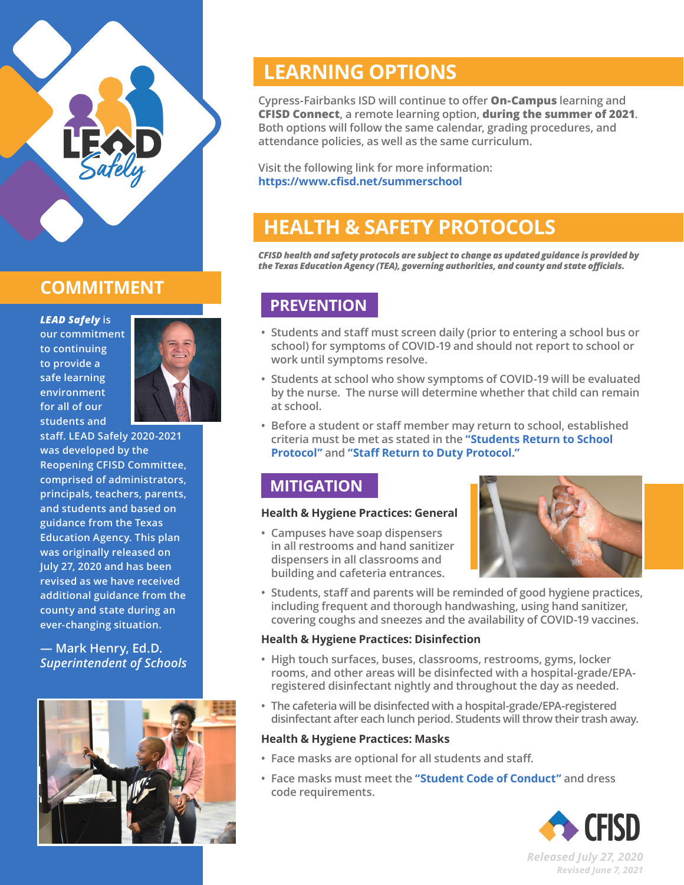## COMMITMENT

***LEAD Safely*** is our commitment to continuing to provide a safe learning environment for all of our students and staff. LEAD Safely 2020-2021 was developed by the Reopening CFISD Committee, comprised of administrators, principals, teachers, parents, and students and based on guidance from the Texas Education Agency. This plan was originally released on July 27, 2020 and has been revised as we have received additional guidance from the county and state during an ever-changing situation.

— Mark Henry, Ed.D.
*Superintendent of Schools*

## LEARNING OPTIONS

Cypress-Fairbanks ISD will continue to offer **On-Campus** learning and **CFISD Connect**, a remote learning option, **during the summer of 2021**. Both options will follow the same calendar, grading procedures, and attendance policies, as well as the same curriculum.

Visit the following link for more information:
**https://www.cfisd.net/summerschool**

## HEALTH & SAFETY PROTOCOLS

***CFISD health and safety protocols are subject to change as updated guidance is provided by the Texas Education Agency (TEA), governing authorities, and county and state officials.***

### PREVENTION

- Students and staff must screen daily (prior to entering a school bus or school) for symptoms of COVID-19 and should not report to school or work until symptoms resolve.
- Students at school who show symptoms of COVID-19 will be evaluated by the nurse. The nurse will determine whether that child can remain at school.
- Before a student or staff member may return to school, established criteria must be met as stated in the **"Students Return to School Protocol"** and **"Staff Return to Duty Protocol."**

### MITIGATION

**Health & Hygiene Practices: General**

- Campuses have soap dispensers in all restrooms and hand sanitizer dispensers in all classrooms and building and cafeteria entrances.
- Students, staff and parents will be reminded of good hygiene practices, including frequent and thorough handwashing, using hand sanitizer, covering coughs and sneezes and the availability of COVID-19 vaccines.

**Health & Hygiene Practices: Disinfection**

- High touch surfaces, buses, classrooms, restrooms, gyms, locker rooms, and other areas will be disinfected with a hospital-grade/EPA-registered disinfectant nightly and throughout the day as needed.
- The cafeteria will be disinfected with a hospital-grade/EPA-registered disinfectant after each lunch period. Students will throw their trash away.

**Health & Hygiene Practices: Masks**

- Face masks are optional for all students and staff.
- Face masks must meet the **"Student Code of Conduct"** and dress code requirements.

*Released July 27, 2020*
*Revised June 7, 2021*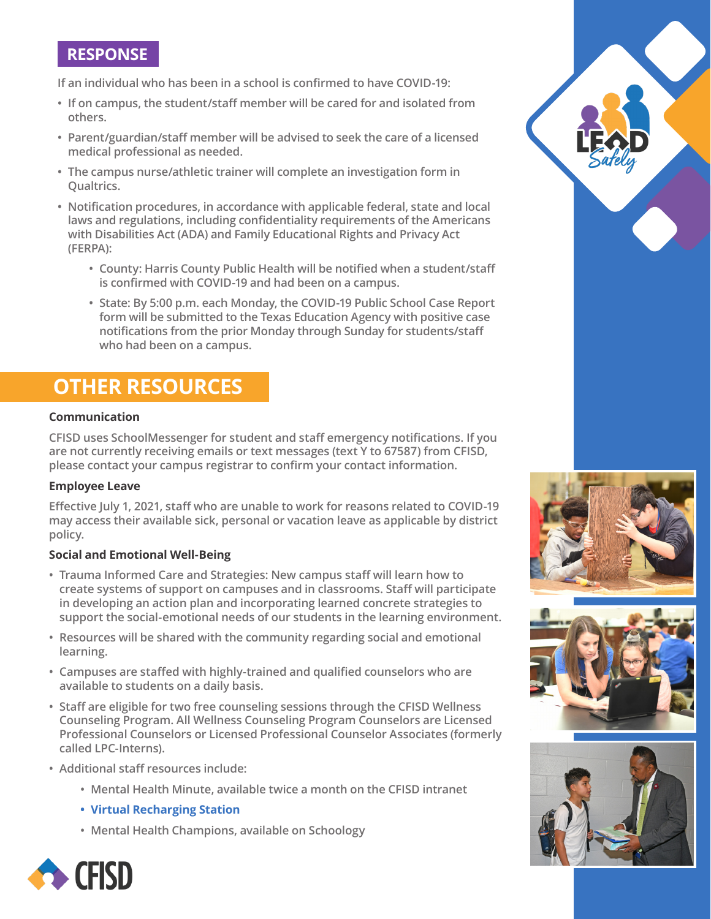## RESPONSE

If an individual who has been in a school is confirmed to have COVID-19:

- If on campus, the student/staff member will be cared for and isolated from others.
- Parent/guardian/staff member will be advised to seek the care of a licensed medical professional as needed.
- The campus nurse/athletic trainer will complete an investigation form in Qualtrics.
- Notification procedures, in accordance with applicable federal, state and local laws and regulations, including confidentiality requirements of the Americans with Disabilities Act (ADA) and Family Educational Rights and Privacy Act (FERPA):
    - County: Harris County Public Health will be notified when a student/staff is confirmed with COVID-19 and had been on a campus.
    - State: By 5:00 p.m. each Monday, the COVID-19 Public School Case Report form will be submitted to the Texas Education Agency with positive case notifications from the prior Monday through Sunday for students/staff who had been on a campus.

## OTHER RESOURCES

**Communication**

CFISD uses SchoolMessenger for student and staff emergency notifications. If you are not currently receiving emails or text messages (text Y to 67587) from CFISD, please contact your campus registrar to confirm your contact information.

**Employee Leave**

Effective July 1, 2021, staff who are unable to work for reasons related to COVID-19 may access their available sick, personal or vacation leave as applicable by district policy.

**Social and Emotional Well-Being**

- Trauma Informed Care and Strategies: New campus staff will learn how to create systems of support on campuses and in classrooms. Staff will participate in developing an action plan and incorporating learned concrete strategies to support the social-emotional needs of our students in the learning environment.
- Resources will be shared with the community regarding social and emotional learning.
- Campuses are staffed with highly-trained and qualified counselors who are available to students on a daily basis.
- Staff are eligible for two free counseling sessions through the CFISD Wellness Counseling Program. All Wellness Counseling Program Counselors are Licensed Professional Counselors or Licensed Professional Counselor Associates (formerly called LPC-Interns).
- Additional staff resources include:
    - Mental Health Minute, available twice a month on the CFISD intranet
    - **Virtual Recharging Station**
    - Mental Health Champions, available on Schoology